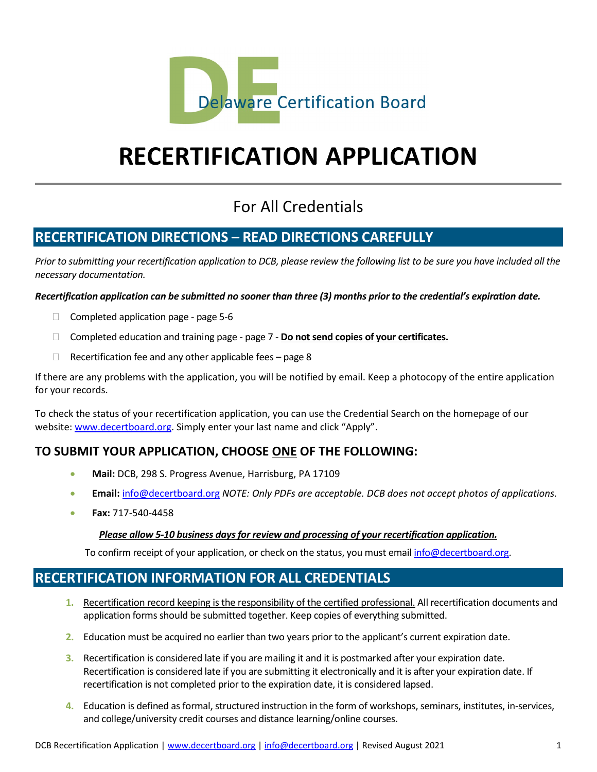Delaware Certification Board

# RECERTIFICATION APPLICATION

## For All Credentials

## RECERTIFICATION DIRECTIONS – READ DIRECTIONS CAREFULLY

*Prior to submitting your recertification application to DCB, please review the following list to be sure you have included all the necessary documentation.*

***Recertification application can be submitted no sooner than three (3) months prior to the credential's expiration date.***

- ☐ Completed application page - page 5-6
- ☐ Completed education and training page - page 7 - **Do not send copies of your certificates.**
- ☐ Recertification fee and any other applicable fees – page 8

If there are any problems with the application, you will be notified by email. Keep a photocopy of the entire application for your records.

To check the status of your recertification application, you can use the Credential Search on the homepage of our website: www.decertboard.org. Simply enter your last name and click "Apply".

### TO SUBMIT YOUR APPLICATION, CHOOSE ONE OF THE FOLLOWING:

- **Mail:** DCB, 298 S. Progress Avenue, Harrisburg, PA 17109
- **Email:** info@decertboard.org *NOTE: Only PDFs are acceptable. DCB does not accept photos of applications.*
- **Fax:** 717-540-4458

***Please allow 5-10 business days for review and processing of your recertification application.***

To confirm receipt of your application, or check on the status, you must email info@decertboard.org.

## RECERTIFICATION INFORMATION FOR ALL CREDENTIALS

1. Recertification record keeping is the responsibility of the certified professional. All recertification documents and application forms should be submitted together. Keep copies of everything submitted.
2. Education must be acquired no earlier than two years prior to the applicant's current expiration date.
3. Recertification is considered late if you are mailing it and it is postmarked after your expiration date. Recertification is considered late if you are submitting it electronically and it is after your expiration date. If recertification is not completed prior to the expiration date, it is considered lapsed.
4. Education is defined as formal, structured instruction in the form of workshops, seminars, institutes, in-services, and college/university credit courses and distance learning/online courses.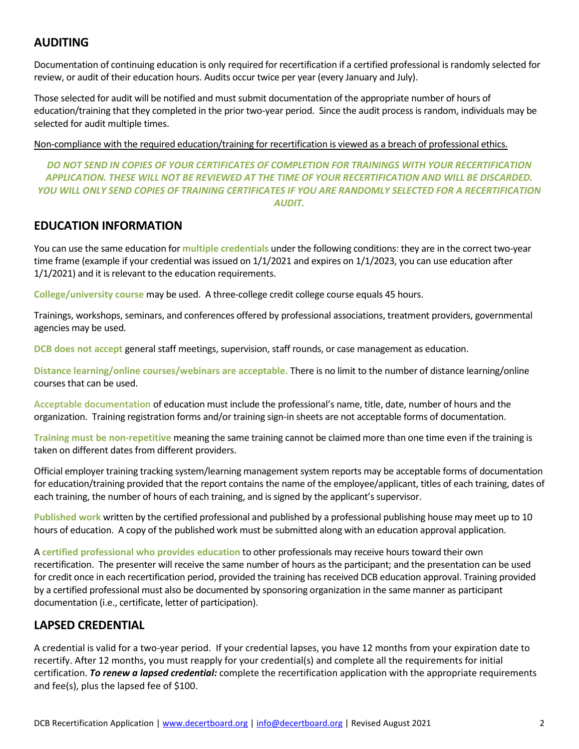## AUDITING

Documentation of continuing education is only required for recertification if a certified professional is randomly selected for review, or audit of their education hours. Audits occur twice per year (every January and July).

Those selected for audit will be notified and must submit documentation of the appropriate number of hours of education/training that they completed in the prior two-year period. Since the audit process is random, individuals may be selected for audit multiple times.

<u>Non-compliance with the required education/training for recertification is viewed as a breach of professional ethics.</u>

***DO NOT SEND IN COPIES OF YOUR CERTIFICATES OF COMPLETION FOR TRAININGS WITH YOUR RECERTIFICATION APPLICATION. THESE WILL NOT BE REVIEWED AT THE TIME OF YOUR RECERTIFICATION AND WILL BE DISCARDED. YOU WILL ONLY SEND COPIES OF TRAINING CERTIFICATES IF YOU ARE RANDOMLY SELECTED FOR A RECERTIFICATION AUDIT.***

## EDUCATION INFORMATION

You can use the same education for **multiple credentials** under the following conditions: they are in the correct two-year time frame (example if your credential was issued on 1/1/2021 and expires on 1/1/2023, you can use education after 1/1/2021) and it is relevant to the education requirements.

**College/university course** may be used. A three-college credit college course equals 45 hours.

Trainings, workshops, seminars, and conferences offered by professional associations, treatment providers, governmental agencies may be used.

**DCB does not accept** general staff meetings, supervision, staff rounds, or case management as education.

**Distance learning/online courses/webinars are acceptable.** There is no limit to the number of distance learning/online courses that can be used.

**Acceptable documentation** of education must include the professional's name, title, date, number of hours and the organization. Training registration forms and/or training sign-in sheets are not acceptable forms of documentation.

**Training must be non-repetitive** meaning the same training cannot be claimed more than one time even if the training is taken on different dates from different providers.

Official employer training tracking system/learning management system reports may be acceptable forms of documentation for education/training provided that the report contains the name of the employee/applicant, titles of each training, dates of each training, the number of hours of each training, and is signed by the applicant's supervisor.

**Published work** written by the certified professional and published by a professional publishing house may meet up to 10 hours of education. A copy of the published work must be submitted along with an education approval application.

A **certified professional who provides education** to other professionals may receive hours toward their own recertification. The presenter will receive the same number of hours as the participant; and the presentation can be used for credit once in each recertification period, provided the training has received DCB education approval. Training provided by a certified professional must also be documented by sponsoring organization in the same manner as participant documentation (i.e., certificate, letter of participation).

## LAPSED CREDENTIAL

A credential is valid for a two-year period. If your credential lapses, you have 12 months from your expiration date to recertify. After 12 months, you must reapply for your credential(s) and complete all the requirements for initial certification. ***To renew a lapsed credential:*** complete the recertification application with the appropriate requirements and fee(s), plus the lapsed fee of $100.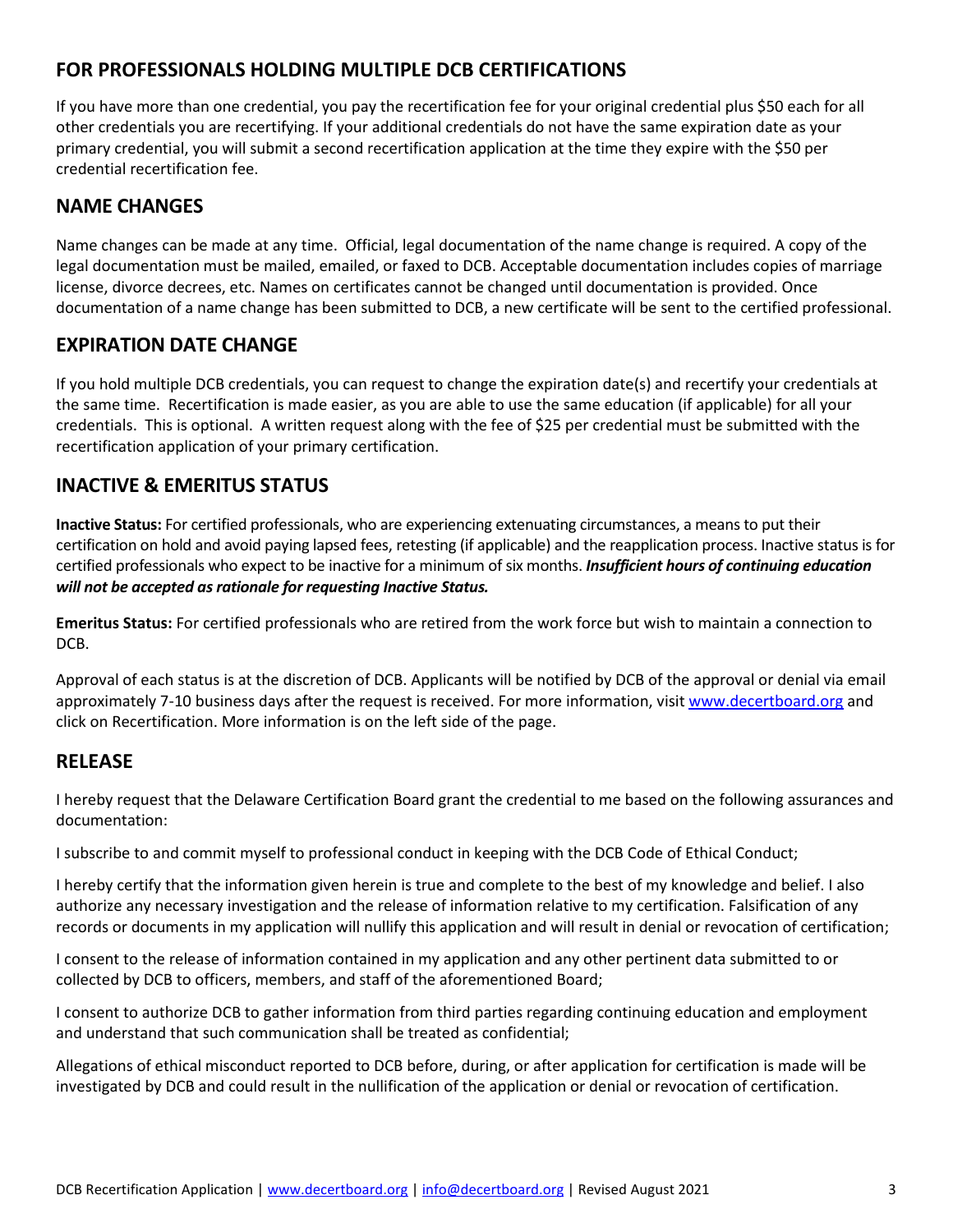## FOR PROFESSIONALS HOLDING MULTIPLE DCB CERTIFICATIONS

If you have more than one credential, you pay the recertification fee for your original credential plus $50 each for all other credentials you are recertifying. If your additional credentials do not have the same expiration date as your primary credential, you will submit a second recertification application at the time they expire with the $50 per credential recertification fee.

## NAME CHANGES

Name changes can be made at any time. Official, legal documentation of the name change is required. A copy of the legal documentation must be mailed, emailed, or faxed to DCB. Acceptable documentation includes copies of marriage license, divorce decrees, etc. Names on certificates cannot be changed until documentation is provided. Once documentation of a name change has been submitted to DCB, a new certificate will be sent to the certified professional.

## EXPIRATION DATE CHANGE

If you hold multiple DCB credentials, you can request to change the expiration date(s) and recertify your credentials at the same time. Recertification is made easier, as you are able to use the same education (if applicable) for all your credentials. This is optional. A written request along with the fee of $25 per credential must be submitted with the recertification application of your primary certification.

## INACTIVE & EMERITUS STATUS

**Inactive Status:** For certified professionals, who are experiencing extenuating circumstances, a means to put their certification on hold and avoid paying lapsed fees, retesting (if applicable) and the reapplication process. Inactive status is for certified professionals who expect to be inactive for a minimum of six months. ***Insufficient hours of continuing education will not be accepted as rationale for requesting Inactive Status.***

**Emeritus Status:** For certified professionals who are retired from the work force but wish to maintain a connection to DCB.

Approval of each status is at the discretion of DCB. Applicants will be notified by DCB of the approval or denial via email approximately 7-10 business days after the request is received. For more information, visit www.decertboard.org and click on Recertification. More information is on the left side of the page.

## RELEASE

I hereby request that the Delaware Certification Board grant the credential to me based on the following assurances and documentation:

I subscribe to and commit myself to professional conduct in keeping with the DCB Code of Ethical Conduct;

I hereby certify that the information given herein is true and complete to the best of my knowledge and belief. I also authorize any necessary investigation and the release of information relative to my certification. Falsification of any records or documents in my application will nullify this application and will result in denial or revocation of certification;

I consent to the release of information contained in my application and any other pertinent data submitted to or collected by DCB to officers, members, and staff of the aforementioned Board;

I consent to authorize DCB to gather information from third parties regarding continuing education and employment and understand that such communication shall be treated as confidential;

Allegations of ethical misconduct reported to DCB before, during, or after application for certification is made will be investigated by DCB and could result in the nullification of the application or denial or revocation of certification.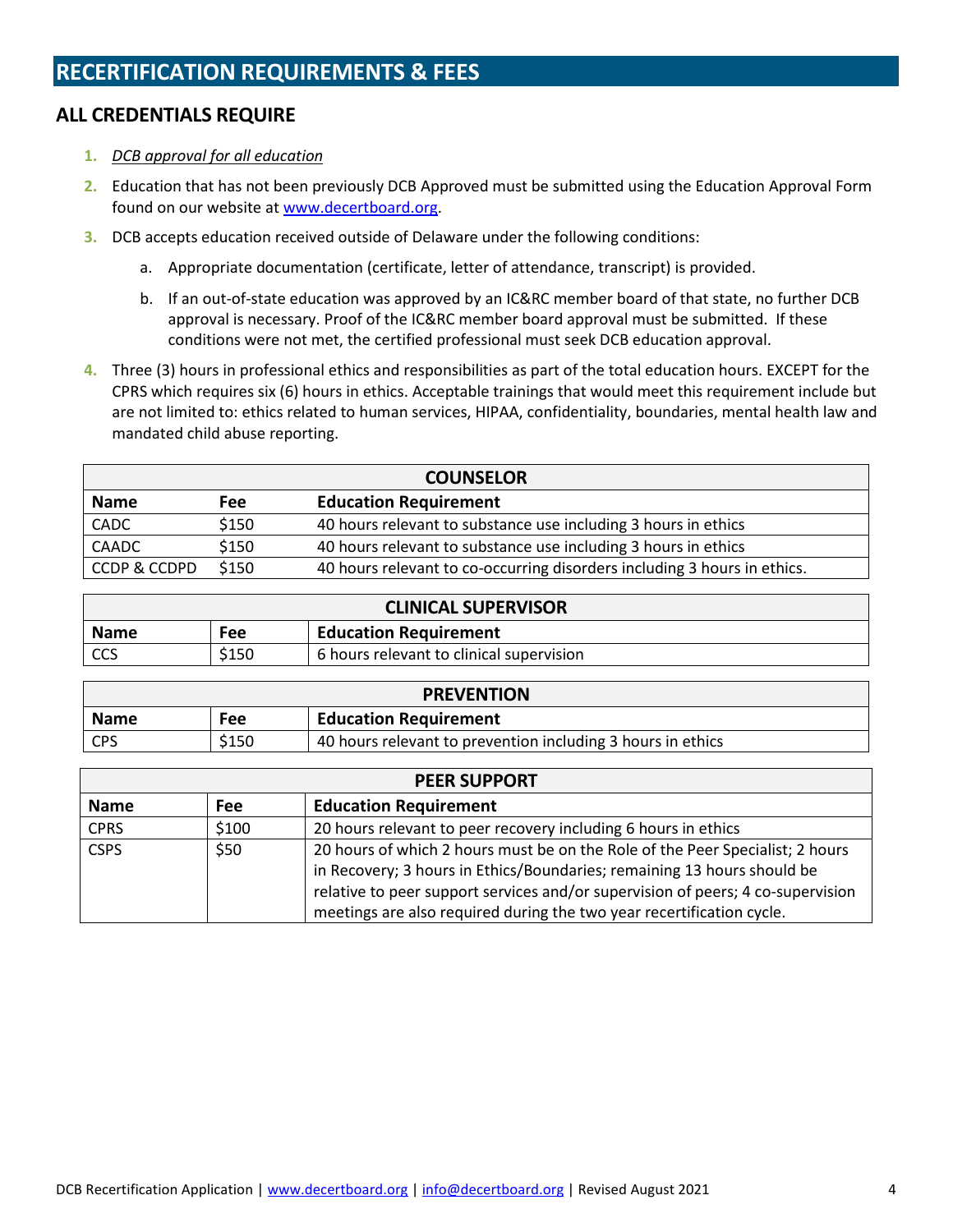# RECERTIFICATION REQUIREMENTS & FEES

## ALL CREDENTIALS REQUIRE

1. *DCB approval for all education*
2. Education that has not been previously DCB Approved must be submitted using the Education Approval Form found on our website at www.decertboard.org.
3. DCB accepts education received outside of Delaware under the following conditions:
    a. Appropriate documentation (certificate, letter of attendance, transcript) is provided.
    b. If an out-of-state education was approved by an IC&RC member board of that state, no further DCB approval is necessary. Proof of the IC&RC member board approval must be submitted. If these conditions were not met, the certified professional must seek DCB education approval.
4. Three (3) hours in professional ethics and responsibilities as part of the total education hours. EXCEPT for the CPRS which requires six (6) hours in ethics. Acceptable trainings that would meet this requirement include but are not limited to: ethics related to human services, HIPAA, confidentiality, boundaries, mental health law and mandated child abuse reporting.

| COUNSELOR | | |
|---|---|---|
| **Name** | **Fee** | **Education Requirement** |
| CADC | $150 | 40 hours relevant to substance use including 3 hours in ethics |
| CAADC | $150 | 40 hours relevant to substance use including 3 hours in ethics |
| CCDP & CCDPD | $150 | 40 hours relevant to co-occurring disorders including 3 hours in ethics. |

| CLINICAL SUPERVISOR | | |
|---|---|---|
| **Name** | **Fee** | **Education Requirement** |
| CCS | $150 | 6 hours relevant to clinical supervision |

| PREVENTION | | |
|---|---|---|
| **Name** | **Fee** | **Education Requirement** |
| CPS | $150 | 40 hours relevant to prevention including 3 hours in ethics |

| PEER SUPPORT | | |
|---|---|---|
| **Name** | **Fee** | **Education Requirement** |
| CPRS | $100 | 20 hours relevant to peer recovery including 6 hours in ethics |
| CSPS | $50 | 20 hours of which 2 hours must be on the Role of the Peer Specialist; 2 hours in Recovery; 3 hours in Ethics/Boundaries; remaining 13 hours should be relative to peer support services and/or supervision of peers; 4 co-supervision meetings are also required during the two year recertification cycle. |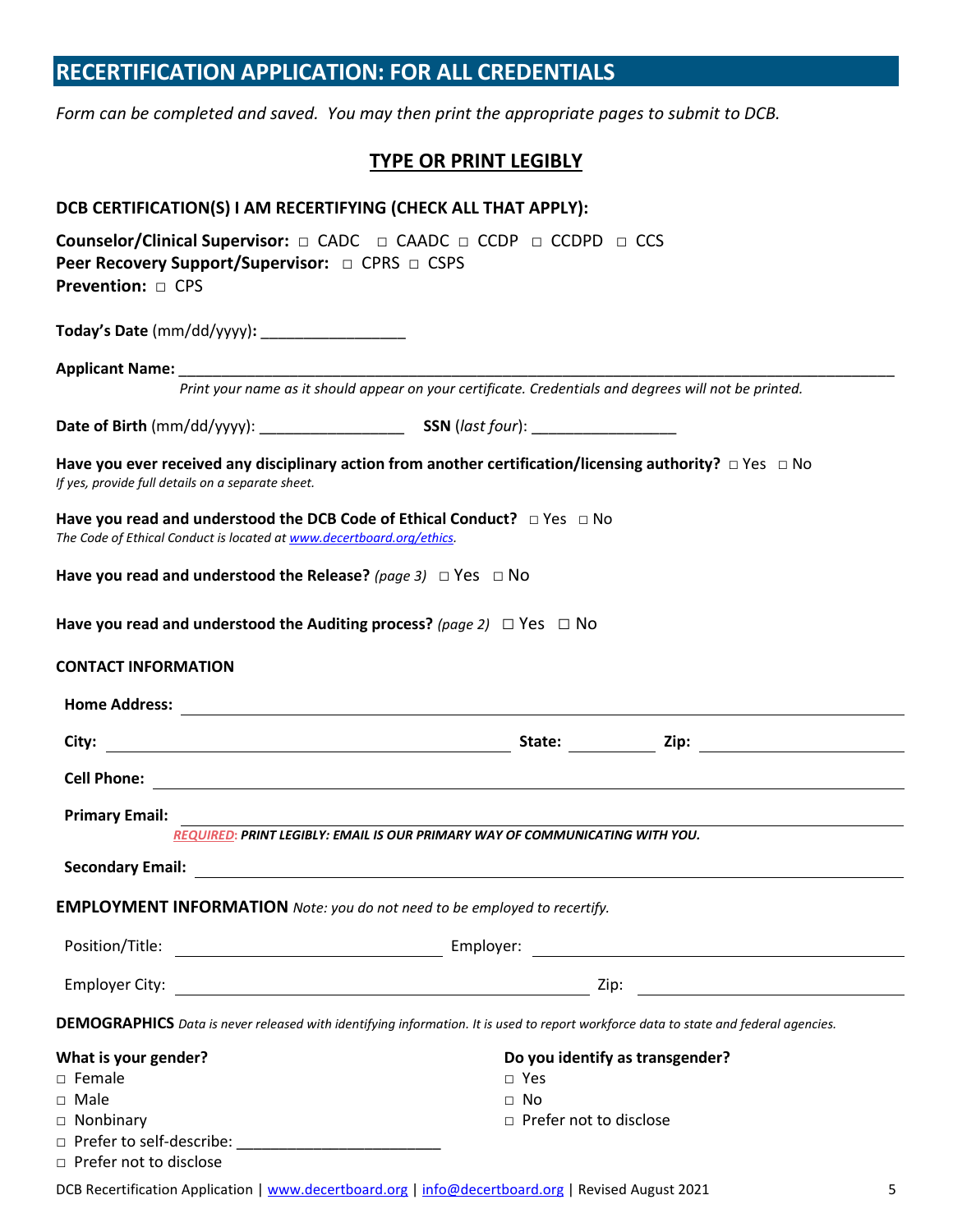# RECERTIFICATION APPLICATION: FOR ALL CREDENTIALS

*Form can be completed and saved. You may then print the appropriate pages to submit to DCB.*

**TYPE OR PRINT LEGIBLY**

**DCB CERTIFICATION(S) I AM RECERTIFYING (CHECK ALL THAT APPLY):**

**Counselor/Clinical Supervisor:** □ CADC □ CAADC □ CCDP □ CCDPD □ CCS
**Peer Recovery Support/Supervisor:** □ CPRS □ CSPS
**Prevention:** □ CPS

**Today's Date** (mm/dd/yyyy)**:** _________________

**Applicant Name:** ___________________________________________________________________________________________
*Print your name as it should appear on your certificate. Credentials and degrees will not be printed.*

**Date of Birth** (mm/dd/yyyy): _________________ **SSN** (*last four*): _________________

**Have you ever received any disciplinary action from another certification/licensing authority?** □ Yes □ No
*If yes, provide full details on a separate sheet.*

**Have you read and understood the DCB Code of Ethical Conduct?** □ Yes □ No
*The Code of Ethical Conduct is located at www.decertboard.org/ethics.*

**Have you read and understood the Release?** *(page 3)* □ Yes □ No

**Have you read and understood the Auditing process?** *(page 2)* □ Yes □ No

**CONTACT INFORMATION**

**Home Address:** ___________________________________________________________________________

**City:** ___________________________________ **State:** __________ **Zip:** _________________

**Cell Phone:** ___________________________________________________________________________

**Primary Email:** ___________________________________________________________________________
*REQUIRED: **PRINT LEGIBLY: EMAIL IS OUR PRIMARY WAY OF COMMUNICATING WITH YOU.***

**Secondary Email:** ___________________________________________________________________________

**EMPLOYMENT INFORMATION** *Note: you do not need to be employed to recertify.*

Position/Title: ______________________________ Employer: ______________________________

Employer City: ______________________________ Zip: ______________________________

**DEMOGRAPHICS** *Data is never released with identifying information. It is used to report workforce data to state and federal agencies.*

**What is your gender?**
□ Female
□ Male
□ Nonbinary
□ Prefer to self-describe: ________________________
□ Prefer not to disclose

**Do you identify as transgender?**
□ Yes
□ No
□ Prefer not to disclose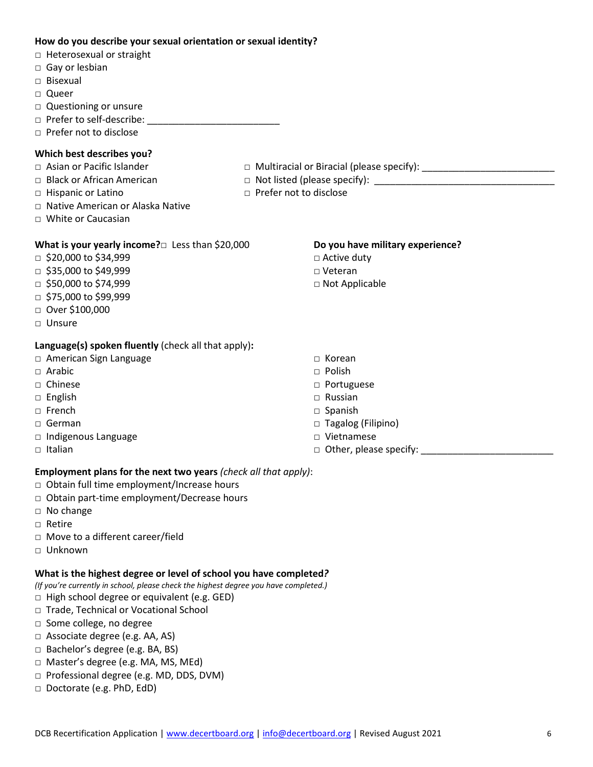**How do you describe your sexual orientation or sexual identity?**

- □ Heterosexual or straight
- □ Gay or lesbian
- □ Bisexual
- □ Queer
- □ Questioning or unsure
- □ Prefer to self-describe: _________________________
- □ Prefer not to disclose

**Which best describes you?**

- □ Asian or Pacific Islander
- □ Black or African American
- □ Hispanic or Latino
- □ Native American or Alaska Native
- □ White or Caucasian
- □ Multiracial or Biracial (please specify): _________________________
- □ Not listed (please specify): ___________________________________
- □ Prefer not to disclose

**What is your yearly income?** □ Less than $20,000

- □ $20,000 to $34,999
- □ $35,000 to $49,999
- □ $50,000 to $74,999
- □ $75,000 to $99,999
- □ Over $100,000
- □ Unsure

**Do you have military experience?**

- □ Active duty
- □ Veteran
- □ Not Applicable

**Language(s) spoken fluently** (check all that apply)**:**

- □ American Sign Language
- □ Arabic
- □ Chinese
- □ English
- □ French
- □ German
- □ Indigenous Language
- □ Italian
- □ Korean
- □ Polish
- □ Portuguese
- □ Russian
- □ Spanish
- □ Tagalog (Filipino)
- □ Vietnamese
- □ Other, please specify: _________________________

**Employment plans for the next two years** *(check all that apply)*:

- □ Obtain full time employment/Increase hours
- □ Obtain part-time employment/Decrease hours
- □ No change
- □ Retire
- □ Move to a different career/field
- □ Unknown

**What is the highest degree or level of school you have completed?**

*(If you're currently in school, please check the highest degree you have completed.)*

- □ High school degree or equivalent (e.g. GED)
- □ Trade, Technical or Vocational School
- □ Some college, no degree
- □ Associate degree (e.g. AA, AS)
- □ Bachelor's degree (e.g. BA, BS)
- □ Master's degree (e.g. MA, MS, MEd)
- □ Professional degree (e.g. MD, DDS, DVM)
- □ Doctorate (e.g. PhD, EdD)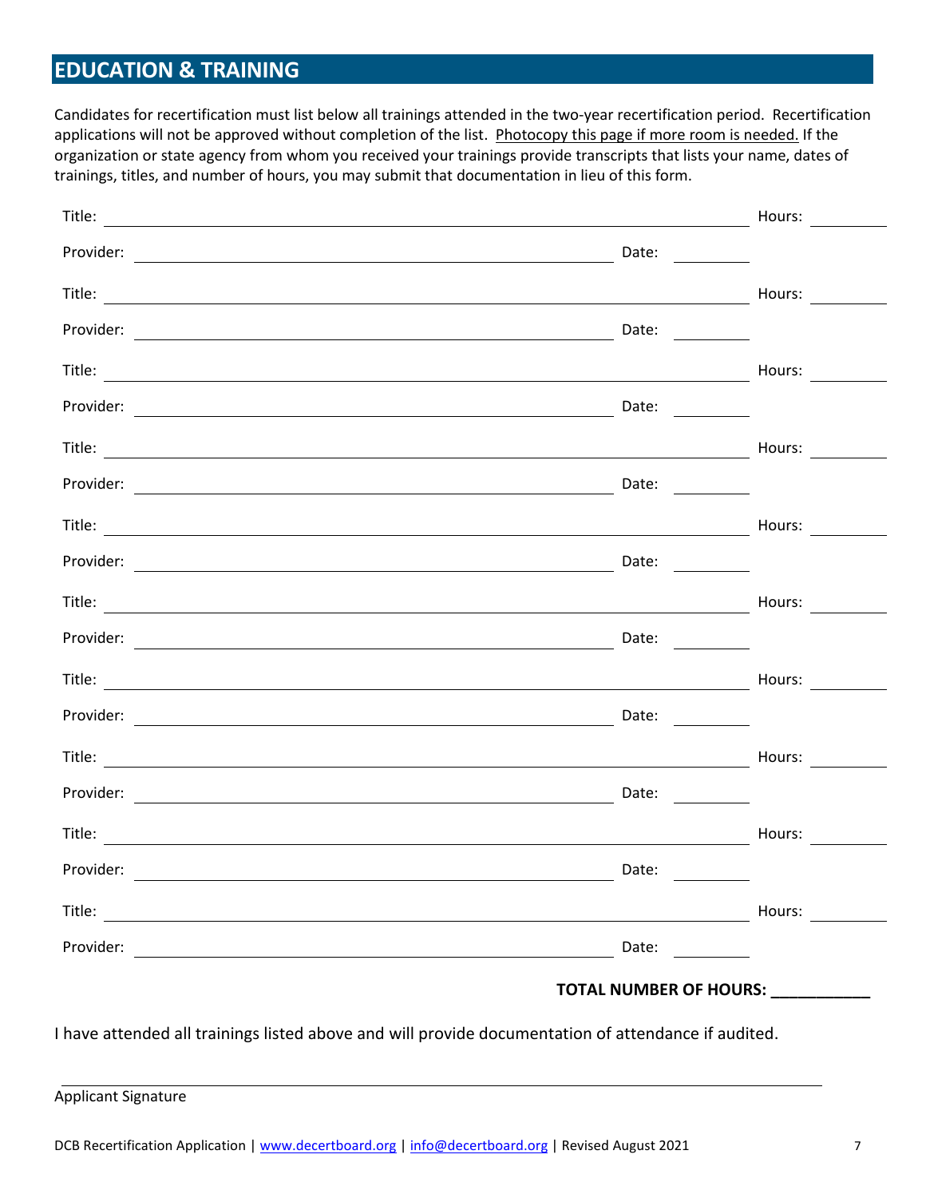## EDUCATION & TRAINING

Candidates for recertification must list below all trainings attended in the two-year recertification period. Recertification applications will not be approved without completion of the list. Photocopy this page if more room is needed. If the organization or state agency from whom you received your trainings provide transcripts that lists your name, dates of trainings, titles, and number of hours, you may submit that documentation in lieu of this form.

Title: ______________________________________________ Hours: ________

Provider: ______________________________________ Date: ________

Title: ______________________________________________ Hours: ________

Provider: ______________________________________ Date: ________

Title: ______________________________________________ Hours: ________

Provider: ______________________________________ Date: ________

Title: ______________________________________________ Hours: ________

Provider: ______________________________________ Date: ________

Title: ______________________________________________ Hours: ________

Provider: ______________________________________ Date: ________

Title: ______________________________________________ Hours: ________

Provider: ______________________________________ Date: ________

Title: ______________________________________________ Hours: ________

Provider: ______________________________________ Date: ________

Title: ______________________________________________ Hours: ________

Provider: ______________________________________ Date: ________

Title: ______________________________________________ Hours: ________

Provider: ______________________________________ Date: ________

Title: ______________________________________________ Hours: ________

Provider: ______________________________________ Date: ________

**TOTAL NUMBER OF HOURS: ___________**

I have attended all trainings listed above and will provide documentation of attendance if audited.

______________________________________________

Applicant Signature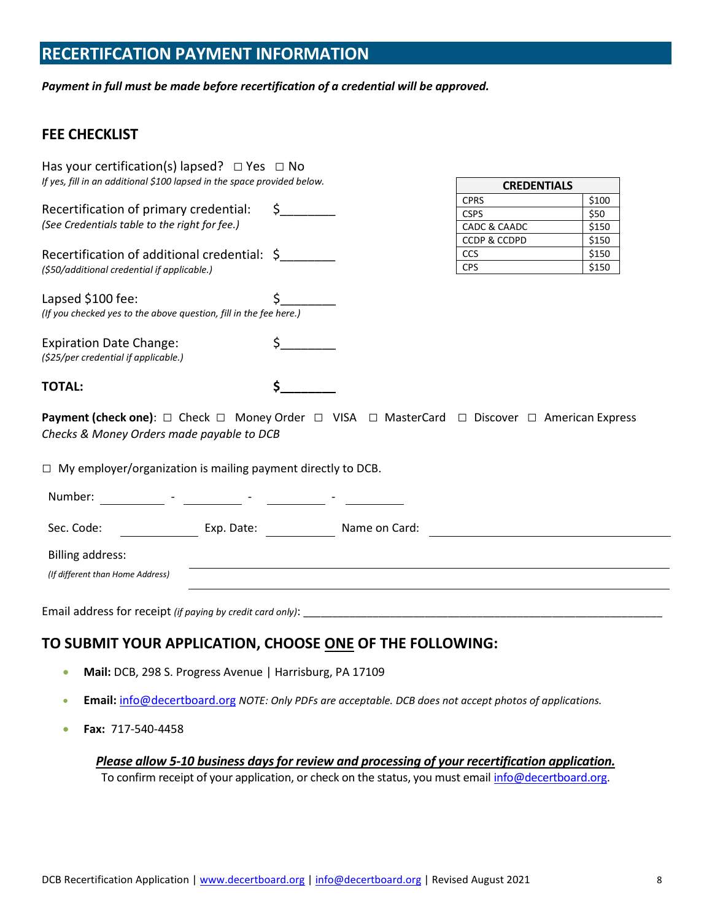## RECERTIFCATION PAYMENT INFORMATION

***Payment in full must be made before recertification of a credential will be approved.***

### FEE CHECKLIST

Has your certification(s) lapsed? ☐ Yes ☐ No
*If yes, fill in an additional $100 lapsed in the space provided below.*

| CREDENTIALS | |
|---|---|
| CPRS | $100 |
| CSPS | $50 |
| CADC & CAADC | $150 |
| CCDP & CCDPD | $150 |
| CCS | $150 |
| CPS | $150 |

Recertification of primary credential: $________
*(See Credentials table to the right for fee.)*

Recertification of additional credential: $________
*($50/additional credential if applicable.)*

Lapsed $100 fee: $________
*(If you checked yes to the above question, fill in the fee here.)*

Expiration Date Change: $________
*($25/per credential if applicable.)*

**TOTAL: $________**

**Payment (check one)**: ☐ Check ☐ Money Order ☐ VISA ☐ MasterCard ☐ Discover ☐ American Express
*Checks & Money Orders made payable to DCB*

☐ My employer/organization is mailing payment directly to DCB.

Number: __________ - __________ - __________ - __________

Sec. Code: __________ Exp. Date: __________ Name on Card: ______________________________

Billing address: ______________________________________________
*(If different than Home Address)* ______________________________________________

Email address for receipt *(if paying by credit card only)*: ______________________________________________

### TO SUBMIT YOUR APPLICATION, CHOOSE ONE OF THE FOLLOWING:

- **Mail:** DCB, 298 S. Progress Avenue | Harrisburg, PA 17109
- **Email:** info@decertboard.org *NOTE: Only PDFs are acceptable. DCB does not accept photos of applications.*
- **Fax:** 717-540-4458

***Please allow 5-10 business days for review and processing of your recertification application.***
To confirm receipt of your application, or check on the status, you must email info@decertboard.org.